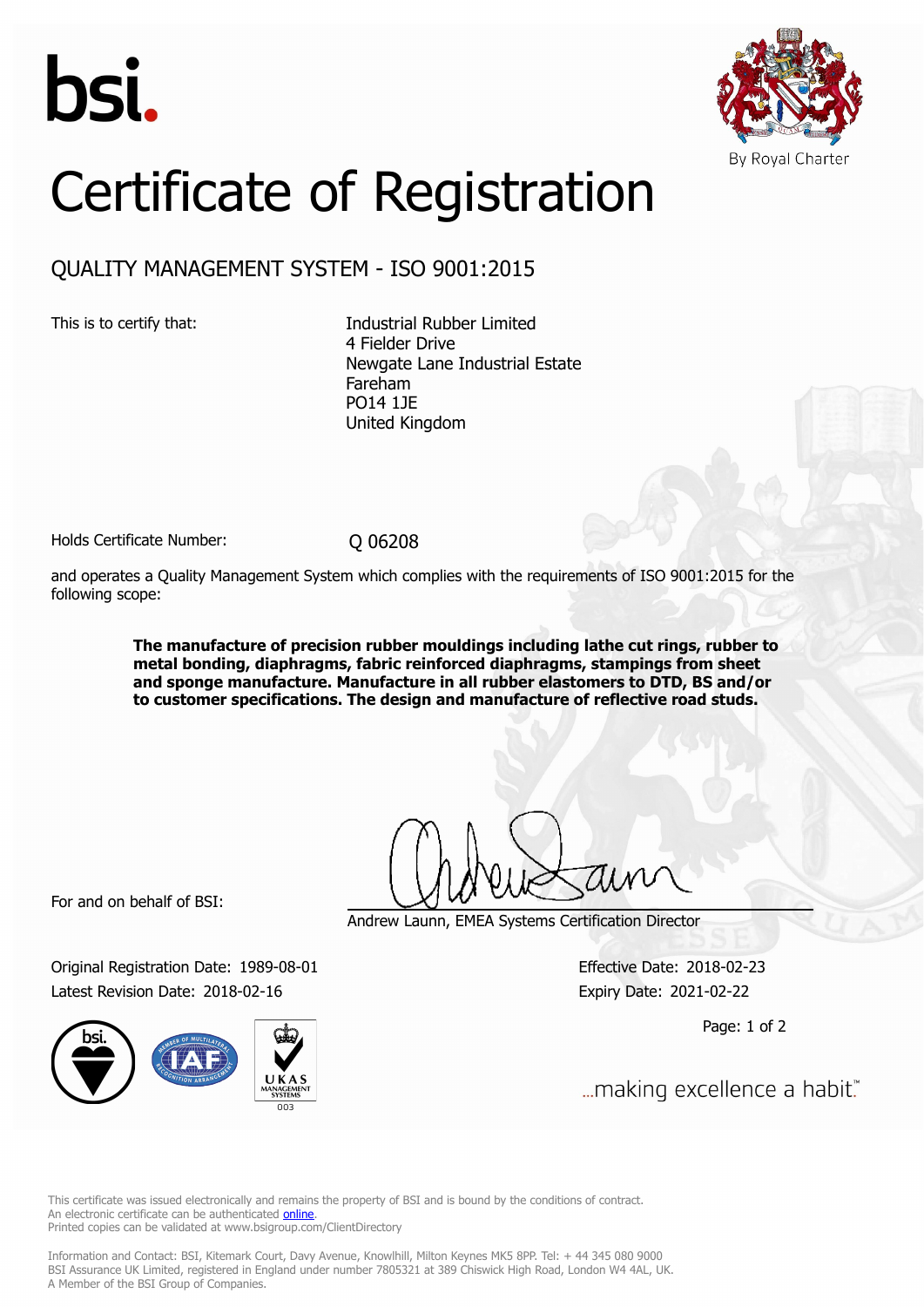bsi.

By Royal Charter

# Certificate of Registration

## QUALITY MANAGEMENT SYSTEM - ISO 9001:2015

This is to certify that:

Industrial Rubber Limited
4 Fielder Drive
Newgate Lane Industrial Estate
Fareham
PO14 1JE
United Kingdom

Holds Certificate Number: Q 06208

and operates a Quality Management System which complies with the requirements of ISO 9001:2015 for the following scope:

**The manufacture of precision rubber mouldings including lathe cut rings, rubber to metal bonding, diaphragms, fabric reinforced diaphragms, stampings from sheet and sponge manufacture. Manufacture in all rubber elastomers to DTD, BS and/or to customer specifications. The design and manufacture of reflective road studs.**

For and on behalf of BSI:

Andrew Launn, EMEA Systems Certification Director

Original Registration Date: 1989-08-01
Latest Revision Date: 2018-02-16

Effective Date: 2018-02-23
Expiry Date: 2021-02-22

...making excellence a habit.™

This certificate was issued electronically and remains the property of BSI and is bound by the conditions of contract.
An electronic certificate can be authenticated online.
Printed copies can be validated at www.bsigroup.com/ClientDirectory

Information and Contact: BSI, Kitemark Court, Davy Avenue, Knowlhill, Milton Keynes MK5 8PP. Tel: + 44 345 080 9000
BSI Assurance UK Limited, registered in England under number 7805321 at 389 Chiswick High Road, London W4 4AL, UK.
A Member of the BSI Group of Companies.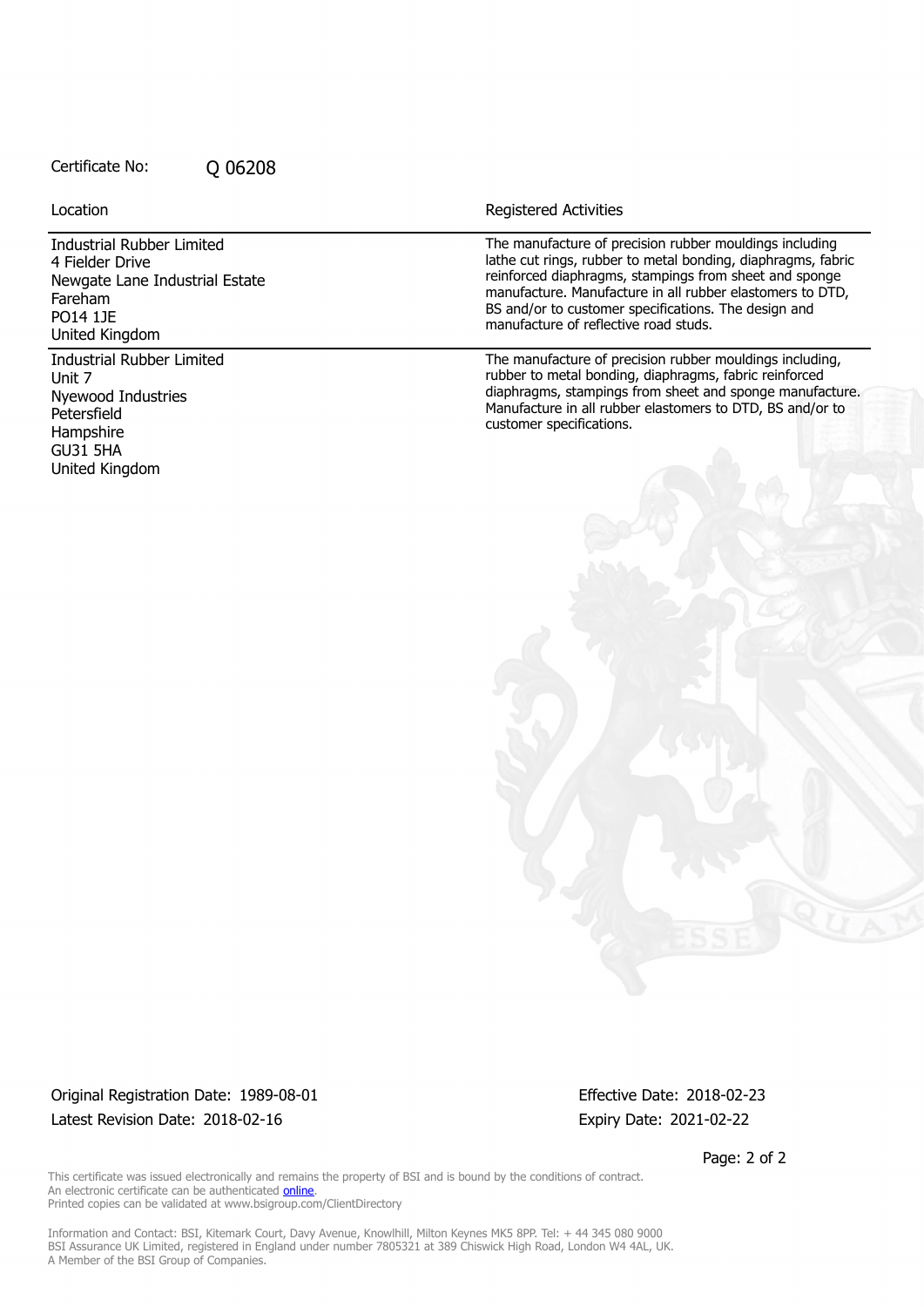Certificate No: Q 06208

| Location | Registered Activities |
| --- | --- |
| Industrial Rubber Limited<br>4 Fielder Drive<br>Newgate Lane Industrial Estate<br>Fareham<br>PO14 1JE<br>United Kingdom | The manufacture of precision rubber mouldings including lathe cut rings, rubber to metal bonding, diaphragms, fabric reinforced diaphragms, stampings from sheet and sponge manufacture. Manufacture in all rubber elastomers to DTD, BS and/or to customer specifications. The design and manufacture of reflective road studs. |
| Industrial Rubber Limited<br>Unit 7<br>Nyewood Industries<br>Petersfield<br>Hampshire<br>GU31 5HA<br>United Kingdom | The manufacture of precision rubber mouldings including, rubber to metal bonding, diaphragms, fabric reinforced diaphragms, stampings from sheet and sponge manufacture. Manufacture in all rubber elastomers to DTD, BS and/or to customer specifications. |

Original Registration Date: 1989-08-01

Latest Revision Date: 2018-02-16

Effective Date: 2018-02-23

Expiry Date: 2021-02-22

This certificate was issued electronically and remains the property of BSI and is bound by the conditions of contract.
An electronic certificate can be authenticated online.
Printed copies can be validated at www.bsigroup.com/ClientDirectory

Information and Contact: BSI, Kitemark Court, Davy Avenue, Knowlhill, Milton Keynes MK5 8PP. Tel: + 44 345 080 9000
BSI Assurance UK Limited, registered in England under number 7805321 at 389 Chiswick High Road, London W4 4AL, UK.
A Member of the BSI Group of Companies.